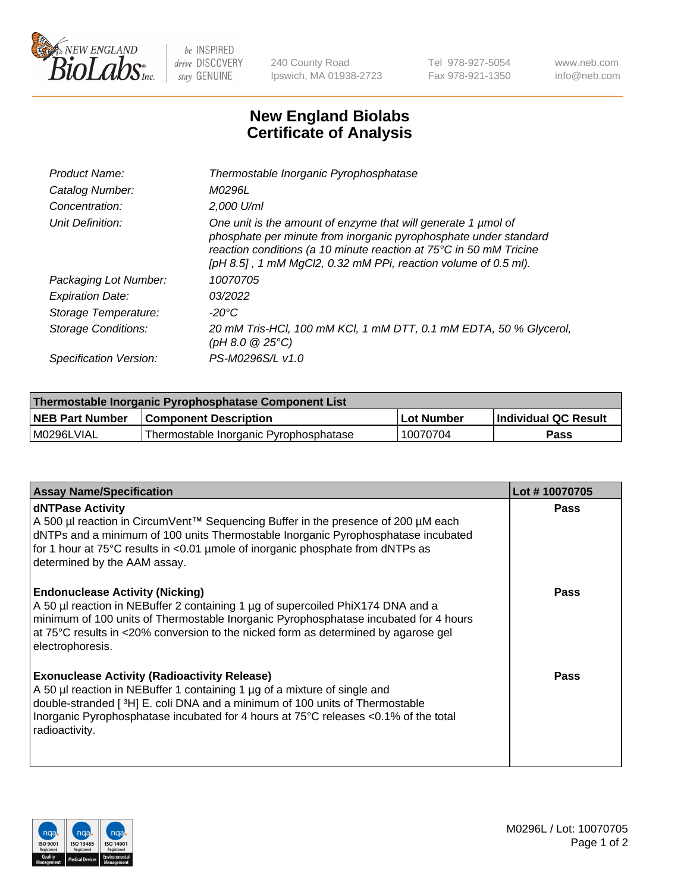New England BioLabs Inc. — be INSPIRED drive DISCOVERY stay GENUINE

240 County Road
Ipswich, MA 01938-2723

Tel 978-927-5054
Fax 978-921-1350

www.neb.com
info@neb.com

# New England Biolabs
# Certificate of Analysis

| | |
|---|---|
| *Product Name:* | *Thermostable Inorganic Pyrophosphatase* |
| *Catalog Number:* | *M0296L* |
| *Concentration:* | *2,000 U/ml* |
| *Unit Definition:* | *One unit is the amount of enzyme that will generate 1 µmol of phosphate per minute from inorganic pyrophosphate under standard reaction conditions (a 10 minute reaction at 75°C in 50 mM Tricine [pH 8.5] , 1 mM MgCl2, 0.32 mM PPi, reaction volume of 0.5 ml).* |
| *Packaging Lot Number:* | *10070705* |
| *Expiration Date:* | *03/2022* |
| *Storage Temperature:* | *-20°C* |
| *Storage Conditions:* | *20 mM Tris-HCl, 100 mM KCl, 1 mM DTT, 0.1 mM EDTA, 50 % Glycerol, (pH 8.0 @ 25°C)* |
| *Specification Version:* | *PS-M0296S/L v1.0* |

| Thermostable Inorganic Pyrophosphatase Component List | | | |
|---|---|---|---|
| **NEB Part Number** | **Component Description** | **Lot Number** | **Individual QC Result** |
| M0296LVIAL | Thermostable Inorganic Pyrophosphatase | 10070704 | **Pass** |

| Assay Name/Specification | Lot # 10070705 |
|---|---|
| **dNTPase Activity**<br>A 500 µl reaction in CircumVent™ Sequencing Buffer in the presence of 200 µM each dNTPs and a minimum of 100 units Thermostable Inorganic Pyrophosphatase incubated for 1 hour at 75°C results in <0.01 µmole of inorganic phosphate from dNTPs as determined by the AAM assay. | **Pass** |
| **Endonuclease Activity (Nicking)**<br>A 50 µl reaction in NEBuffer 2 containing 1 µg of supercoiled PhiX174 DNA and a minimum of 100 units of Thermostable Inorganic Pyrophosphatase incubated for 4 hours at 75°C results in <20% conversion to the nicked form as determined by agarose gel electrophoresis. | **Pass** |
| **Exonuclease Activity (Radioactivity Release)**<br>A 50 µl reaction in NEBuffer 1 containing 1 µg of a mixture of single and double-stranded [ $^{3}$H] E. coli DNA and a minimum of 100 units of Thermostable Inorganic Pyrophosphatase incubated for 4 hours at 75°C releases <0.1% of the total radioactivity. | **Pass** |

M0296L / Lot: 10070705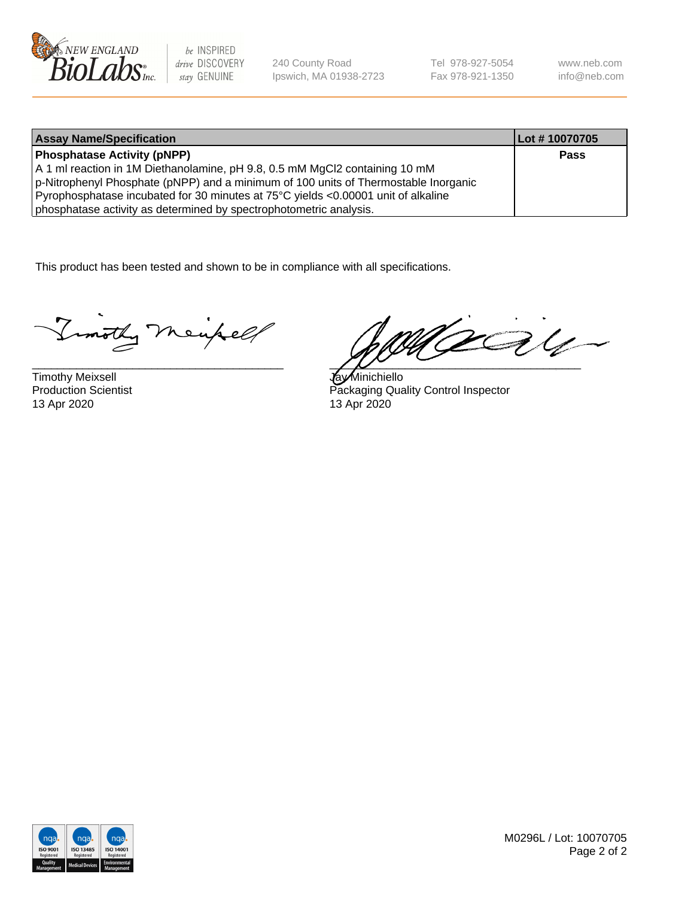| Assay Name/Specification | Lot # 10070705 |
| --- | --- |
| **Phosphatase Activity (pNPP)**<br>A 1 ml reaction in 1M Diethanolamine, pH 9.8, 0.5 mM $MgCl_2$ containing 10 mM p-Nitrophenyl Phosphate (pNPP) and a minimum of 100 units of Thermostable Inorganic Pyrophosphatase incubated for 30 minutes at 75°C yields <0.00001 unit of alkaline phosphatase activity as determined by spectrophotometric analysis. | **Pass** |

This product has been tested and shown to be in compliance with all specifications.

Timothy Meixsell
Production Scientist
13 Apr 2020

Jay Minichiello
Packaging Quality Control Inspector
13 Apr 2020

M0296L / Lot: 10070705